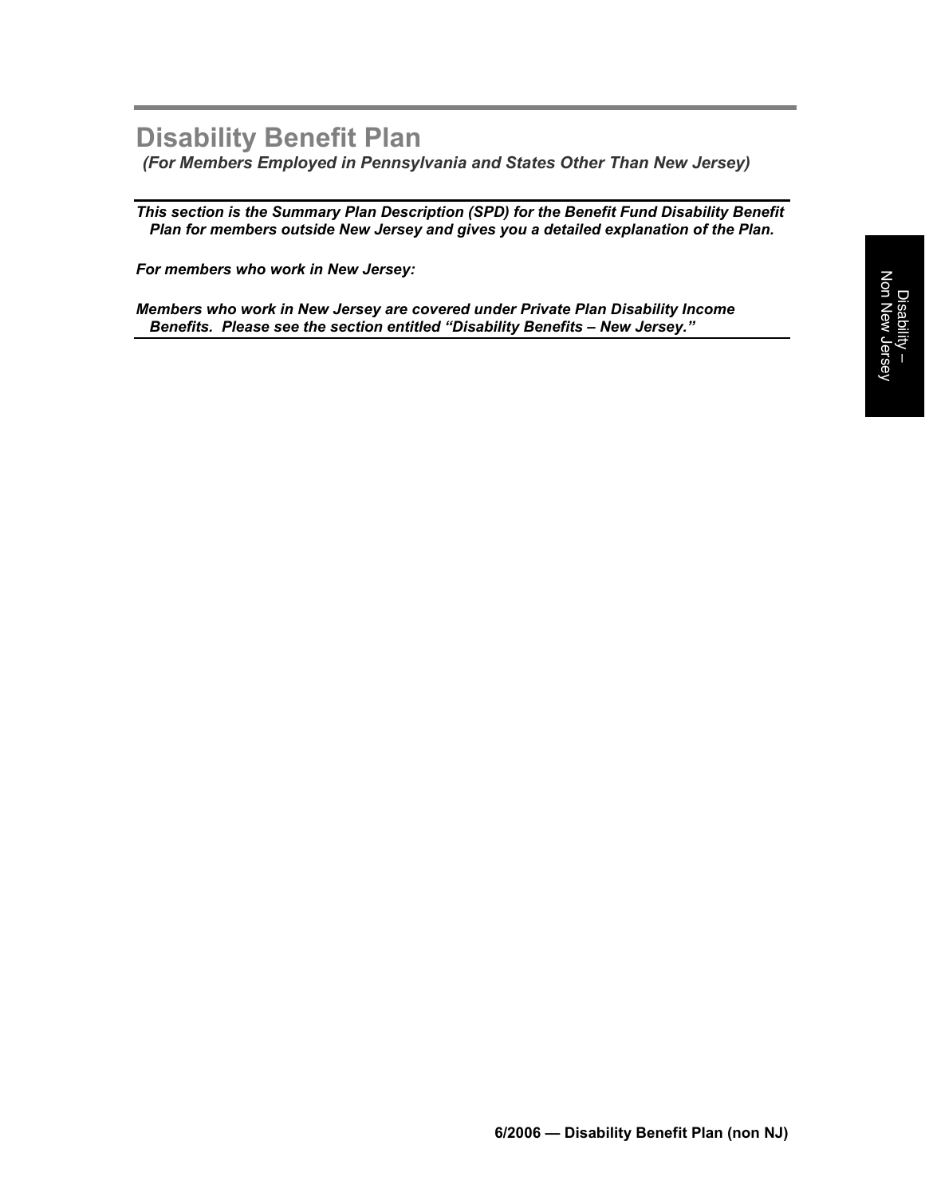# Disability Benefit Plan

***(For Members Employed in Pennsylvania and States Other Than New Jersey)***

***This section is the Summary Plan Description (SPD) for the Benefit Fund Disability Benefit Plan for members outside New Jersey and gives you a detailed explanation of the Plan.***

***For members who work in New Jersey:***

***Members who work in New Jersey are covered under Private Plan Disability Income Benefits. Please see the section entitled "Disability Benefits – New Jersey."***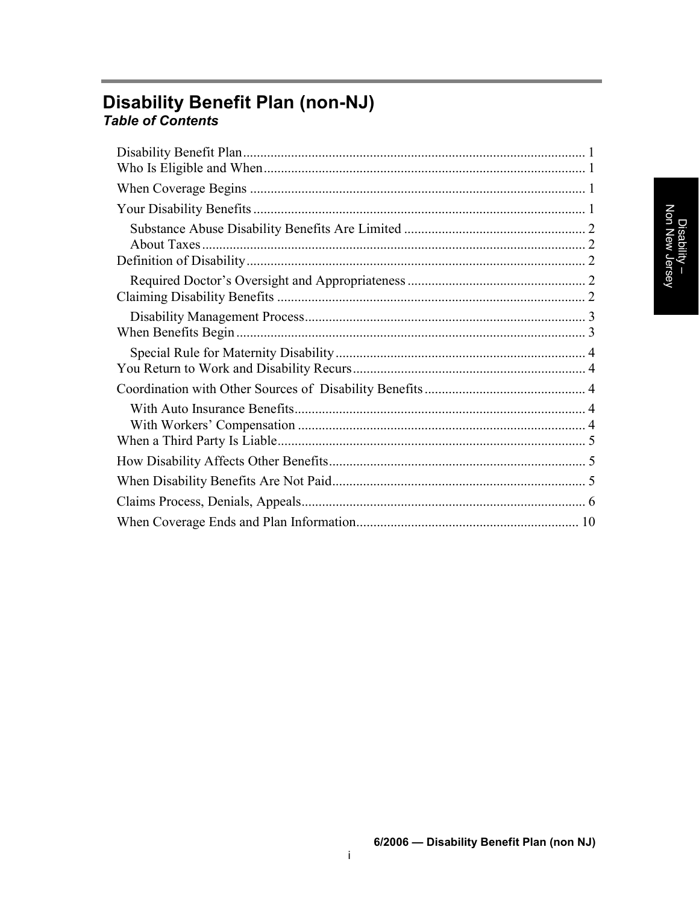# Disability Benefit Plan (non-NJ)

***Table of Contents***

- Disability Benefit Plan .................................................. 1
- Who Is Eligible and When .................................................. 1
- When Coverage Begins .................................................. 1
- Your Disability Benefits .................................................. 1
  - Substance Abuse Disability Benefits Are Limited .................................................. 2
  - About Taxes .................................................. 2
- Definition of Disability .................................................. 2
  - Required Doctor's Oversight and Appropriateness .................................................. 2
- Claiming Disability Benefits .................................................. 2
  - Disability Management Process .................................................. 3
- When Benefits Begin .................................................. 3
  - Special Rule for Maternity Disability .................................................. 4
- You Return to Work and Disability Recurs .................................................. 4
- Coordination with Other Sources of Disability Benefits .................................................. 4
  - With Auto Insurance Benefits .................................................. 4
  - With Workers' Compensation .................................................. 4
- When a Third Party Is Liable .................................................. 5
- How Disability Affects Other Benefits .................................................. 5
- When Disability Benefits Are Not Paid .................................................. 5
- Claims Process, Denials, Appeals .................................................. 6
- When Coverage Ends and Plan Information .................................................. 10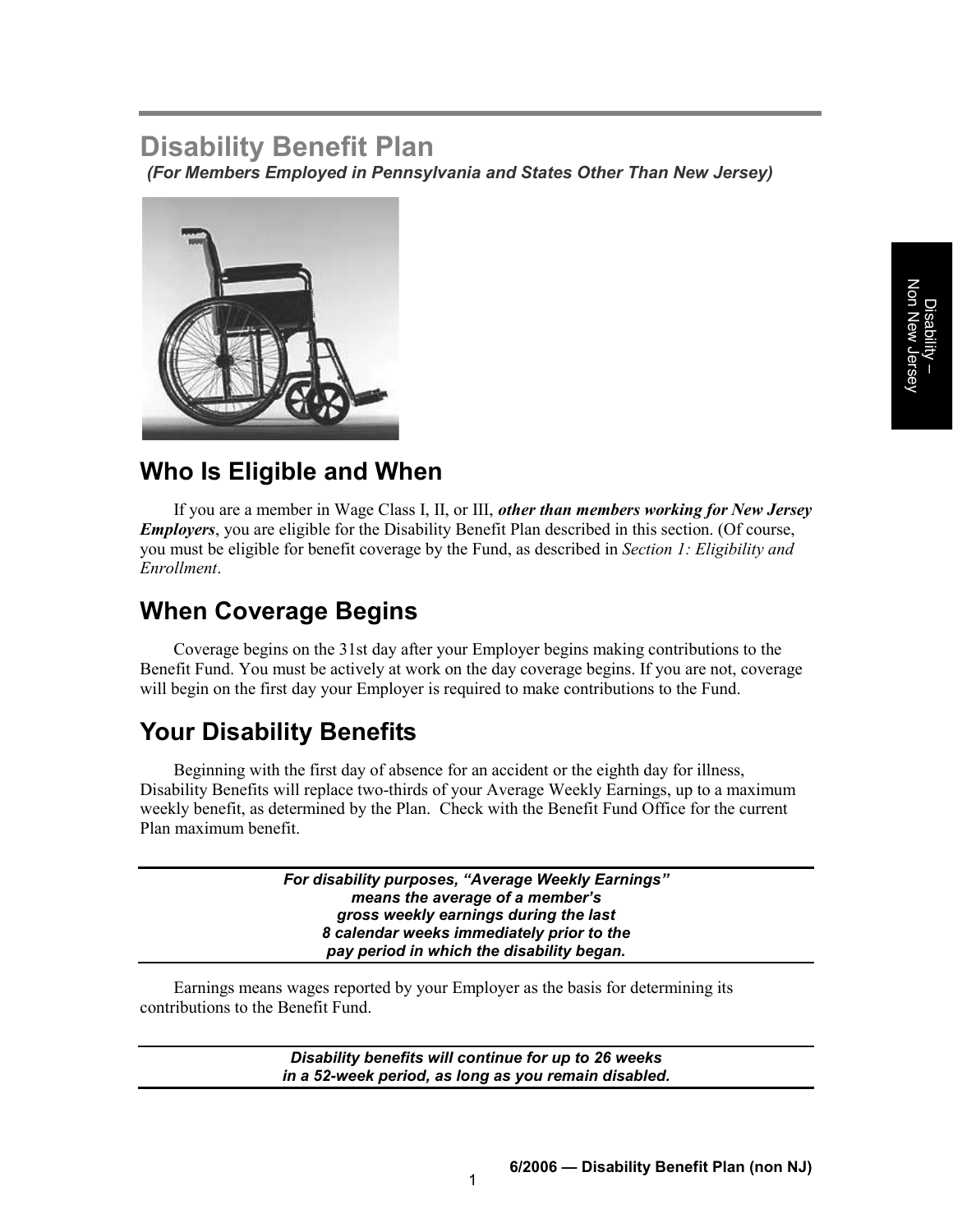# Disability Benefit Plan

***(For Members Employed in Pennsylvania and States Other Than New Jersey)***

## Who Is Eligible and When

If you are a member in Wage Class I, II, or III, ***other than members working for New Jersey Employers***, you are eligible for the Disability Benefit Plan described in this section. (Of course, you must be eligible for benefit coverage by the Fund, as described in *Section 1: Eligibility and Enrollment*.

## When Coverage Begins

Coverage begins on the 31st day after your Employer begins making contributions to the Benefit Fund. You must be actively at work on the day coverage begins. If you are not, coverage will begin on the first day your Employer is required to make contributions to the Fund.

## Your Disability Benefits

Beginning with the first day of absence for an accident or the eighth day for illness, Disability Benefits will replace two-thirds of your Average Weekly Earnings, up to a maximum weekly benefit, as determined by the Plan. Check with the Benefit Fund Office for the current Plan maximum benefit.

---

***For disability purposes, "Average Weekly Earnings" means the average of a member's gross weekly earnings during the last 8 calendar weeks immediately prior to the pay period in which the disability began.***

---

Earnings means wages reported by your Employer as the basis for determining its contributions to the Benefit Fund.

---

***Disability benefits will continue for up to 26 weeks in a 52-week period, as long as you remain disabled.***

---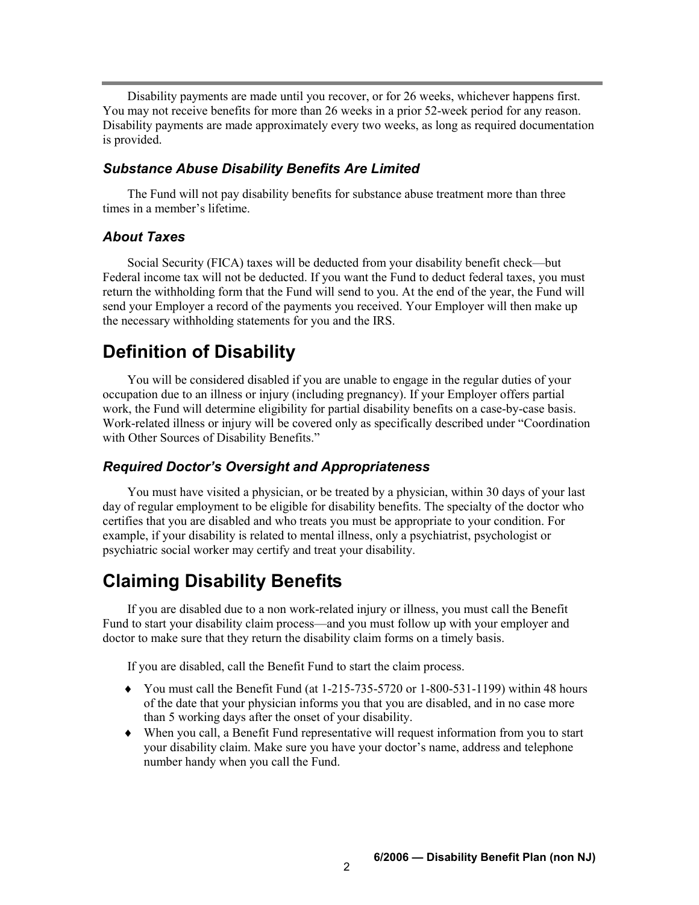Disability payments are made until you recover, or for 26 weeks, whichever happens first. You may not receive benefits for more than 26 weeks in a prior 52-week period for any reason. Disability payments are made approximately every two weeks, as long as required documentation is provided.

### *Substance Abuse Disability Benefits Are Limited*

The Fund will not pay disability benefits for substance abuse treatment more than three times in a member's lifetime.

### *About Taxes*

Social Security (FICA) taxes will be deducted from your disability benefit check—but Federal income tax will not be deducted. If you want the Fund to deduct federal taxes, you must return the withholding form that the Fund will send to you. At the end of the year, the Fund will send your Employer a record of the payments you received. Your Employer will then make up the necessary withholding statements for you and the IRS.

## Definition of Disability

You will be considered disabled if you are unable to engage in the regular duties of your occupation due to an illness or injury (including pregnancy). If your Employer offers partial work, the Fund will determine eligibility for partial disability benefits on a case-by-case basis. Work-related illness or injury will be covered only as specifically described under "Coordination with Other Sources of Disability Benefits."

### *Required Doctor's Oversight and Appropriateness*

You must have visited a physician, or be treated by a physician, within 30 days of your last day of regular employment to be eligible for disability benefits. The specialty of the doctor who certifies that you are disabled and who treats you must be appropriate to your condition. For example, if your disability is related to mental illness, only a psychiatrist, psychologist or psychiatric social worker may certify and treat your disability.

## Claiming Disability Benefits

If you are disabled due to a non work-related injury or illness, you must call the Benefit Fund to start your disability claim process—and you must follow up with your employer and doctor to make sure that they return the disability claim forms on a timely basis.

If you are disabled, call the Benefit Fund to start the claim process.

- You must call the Benefit Fund (at 1-215-735-5720 or 1-800-531-1199) within 48 hours of the date that your physician informs you that you are disabled, and in no case more than 5 working days after the onset of your disability.
- When you call, a Benefit Fund representative will request information from you to start your disability claim. Make sure you have your doctor's name, address and telephone number handy when you call the Fund.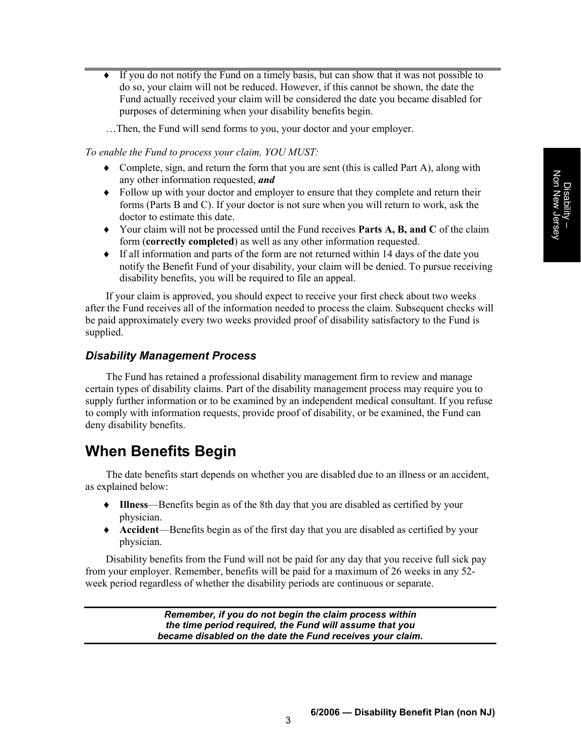- If you do not notify the Fund on a timely basis, but can show that it was not possible to do so, your claim will not be reduced. However, if this cannot be shown, the date the Fund actually received your claim will be considered the date you became disabled for purposes of determining when your disability benefits begin.

…Then, the Fund will send forms to you, your doctor and your employer.

*To enable the Fund to process your claim, YOU MUST:*

- Complete, sign, and return the form that you are sent (this is called Part A), along with any other information requested, ***and***
- Follow up with your doctor and employer to ensure that they complete and return their forms (Parts B and C). If your doctor is not sure when you will return to work, ask the doctor to estimate this date.
- Your claim will not be processed until the Fund receives **Parts A, B, and C** of the claim form (**correctly completed**) as well as any other information requested.
- If all information and parts of the form are not returned within 14 days of the date you notify the Benefit Fund of your disability, your claim will be denied. To pursue receiving disability benefits, you will be required to file an appeal.

If your claim is approved, you should expect to receive your first check about two weeks after the Fund receives all of the information needed to process the claim. Subsequent checks will be paid approximately every two weeks provided proof of disability satisfactory to the Fund is supplied.

### *Disability Management Process*

The Fund has retained a professional disability management firm to review and manage certain types of disability claims. Part of the disability management process may require you to supply further information or to be examined by an independent medical consultant. If you refuse to comply with information requests, provide proof of disability, or be examined, the Fund can deny disability benefits.

## When Benefits Begin

The date benefits start depends on whether you are disabled due to an illness or an accident, as explained below:

- **Illness**—Benefits begin as of the 8th day that you are disabled as certified by your physician.
- **Accident**—Benefits begin as of the first day that you are disabled as certified by your physician.

Disability benefits from the Fund will not be paid for any day that you receive full sick pay from your employer. Remember, benefits will be paid for a maximum of 26 weeks in any 52-week period regardless of whether the disability periods are continuous or separate.

***Remember, if you do not begin the claim process within the time period required, the Fund will assume that you became disabled on the date the Fund receives your claim.***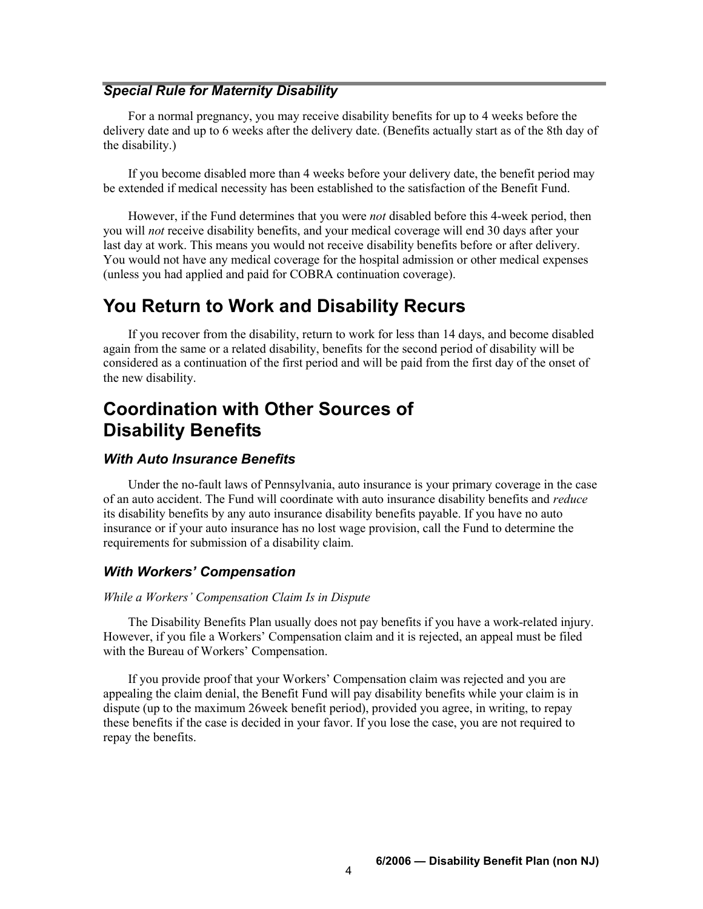### *Special Rule for Maternity Disability*

For a normal pregnancy, you may receive disability benefits for up to 4 weeks before the delivery date and up to 6 weeks after the delivery date. (Benefits actually start as of the 8th day of the disability.)

If you become disabled more than 4 weeks before your delivery date, the benefit period may be extended if medical necessity has been established to the satisfaction of the Benefit Fund.

However, if the Fund determines that you were *not* disabled before this 4-week period, then you will *not* receive disability benefits, and your medical coverage will end 30 days after your last day at work. This means you would not receive disability benefits before or after delivery. You would not have any medical coverage for the hospital admission or other medical expenses (unless you had applied and paid for COBRA continuation coverage).

## You Return to Work and Disability Recurs

If you recover from the disability, return to work for less than 14 days, and become disabled again from the same or a related disability, benefits for the second period of disability will be considered as a continuation of the first period and will be paid from the first day of the onset of the new disability.

## Coordination with Other Sources of Disability Benefits

### *With Auto Insurance Benefits*

Under the no-fault laws of Pennsylvania, auto insurance is your primary coverage in the case of an auto accident. The Fund will coordinate with auto insurance disability benefits and *reduce* its disability benefits by any auto insurance disability benefits payable. If you have no auto insurance or if your auto insurance has no lost wage provision, call the Fund to determine the requirements for submission of a disability claim.

### *With Workers' Compensation*

*While a Workers' Compensation Claim Is in Dispute*

The Disability Benefits Plan usually does not pay benefits if you have a work-related injury. However, if you file a Workers' Compensation claim and it is rejected, an appeal must be filed with the Bureau of Workers' Compensation.

If you provide proof that your Workers' Compensation claim was rejected and you are appealing the claim denial, the Benefit Fund will pay disability benefits while your claim is in dispute (up to the maximum 26week benefit period), provided you agree, in writing, to repay these benefits if the case is decided in your favor. If you lose the case, you are not required to repay the benefits.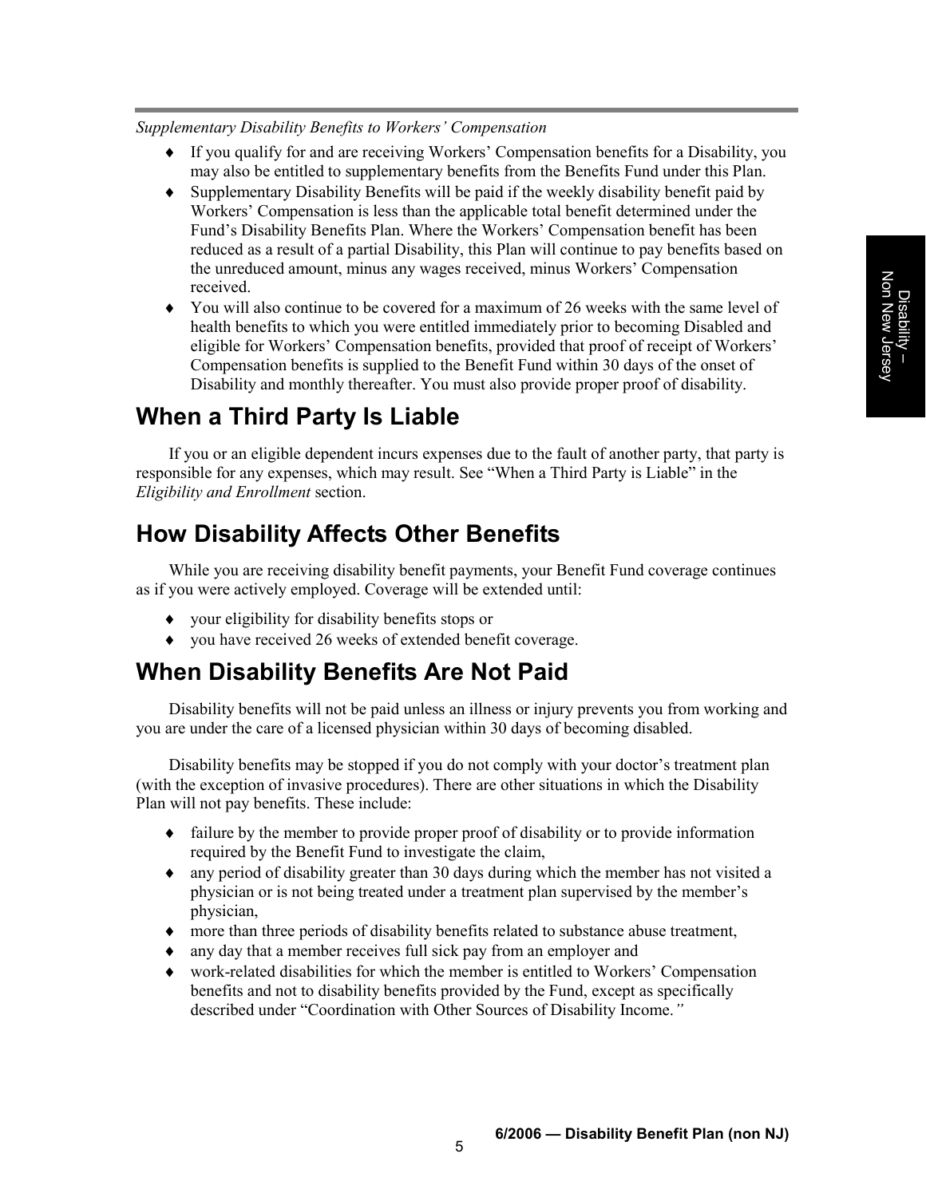*Supplementary Disability Benefits to Workers' Compensation*

- If you qualify for and are receiving Workers' Compensation benefits for a Disability, you may also be entitled to supplementary benefits from the Benefits Fund under this Plan.
- Supplementary Disability Benefits will be paid if the weekly disability benefit paid by Workers' Compensation is less than the applicable total benefit determined under the Fund's Disability Benefits Plan. Where the Workers' Compensation benefit has been reduced as a result of a partial Disability, this Plan will continue to pay benefits based on the unreduced amount, minus any wages received, minus Workers' Compensation received.
- You will also continue to be covered for a maximum of 26 weeks with the same level of health benefits to which you were entitled immediately prior to becoming Disabled and eligible for Workers' Compensation benefits, provided that proof of receipt of Workers' Compensation benefits is supplied to the Benefit Fund within 30 days of the onset of Disability and monthly thereafter. You must also provide proper proof of disability.

## When a Third Party Is Liable

If you or an eligible dependent incurs expenses due to the fault of another party, that party is responsible for any expenses, which may result. See "When a Third Party is Liable" in the *Eligibility and Enrollment* section.

## How Disability Affects Other Benefits

While you are receiving disability benefit payments, your Benefit Fund coverage continues as if you were actively employed. Coverage will be extended until:

- your eligibility for disability benefits stops or
- you have received 26 weeks of extended benefit coverage.

## When Disability Benefits Are Not Paid

Disability benefits will not be paid unless an illness or injury prevents you from working and you are under the care of a licensed physician within 30 days of becoming disabled.

Disability benefits may be stopped if you do not comply with your doctor's treatment plan (with the exception of invasive procedures). There are other situations in which the Disability Plan will not pay benefits. These include:

- failure by the member to provide proper proof of disability or to provide information required by the Benefit Fund to investigate the claim,
- any period of disability greater than 30 days during which the member has not visited a physician or is not being treated under a treatment plan supervised by the member's physician,
- more than three periods of disability benefits related to substance abuse treatment,
- any day that a member receives full sick pay from an employer and
- work-related disabilities for which the member is entitled to Workers' Compensation benefits and not to disability benefits provided by the Fund, except as specifically described under "Coordination with Other Sources of Disability Income."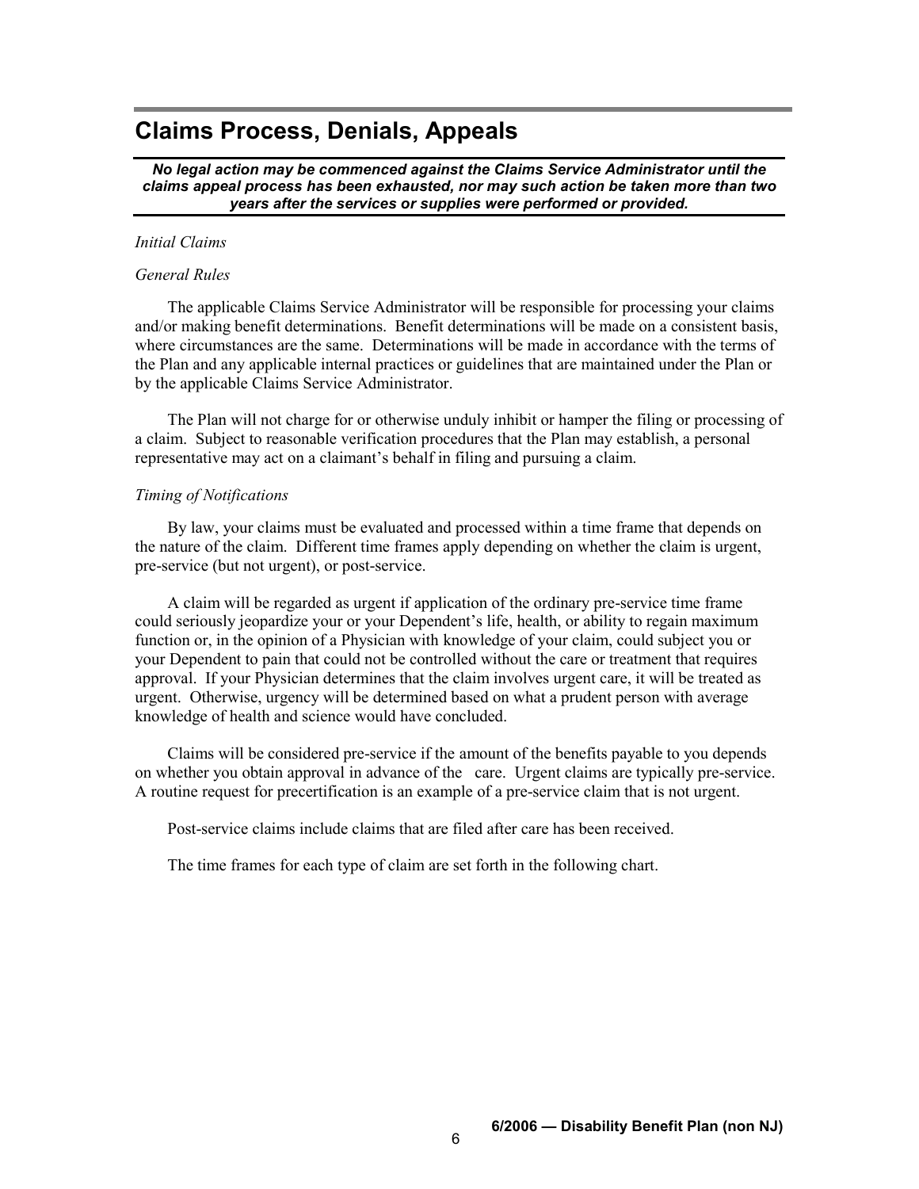# Claims Process, Denials, Appeals

***No legal action may be commenced against the Claims Service Administrator until the claims appeal process has been exhausted, nor may such action be taken more than two years after the services or supplies were performed or provided.***

*Initial Claims*

*General Rules*

The applicable Claims Service Administrator will be responsible for processing your claims and/or making benefit determinations. Benefit determinations will be made on a consistent basis, where circumstances are the same. Determinations will be made in accordance with the terms of the Plan and any applicable internal practices or guidelines that are maintained under the Plan or by the applicable Claims Service Administrator.

The Plan will not charge for or otherwise unduly inhibit or hamper the filing or processing of a claim. Subject to reasonable verification procedures that the Plan may establish, a personal representative may act on a claimant's behalf in filing and pursuing a claim.

*Timing of Notifications*

By law, your claims must be evaluated and processed within a time frame that depends on the nature of the claim. Different time frames apply depending on whether the claim is urgent, pre-service (but not urgent), or post-service.

A claim will be regarded as urgent if application of the ordinary pre-service time frame could seriously jeopardize your or your Dependent's life, health, or ability to regain maximum function or, in the opinion of a Physician with knowledge of your claim, could subject you or your Dependent to pain that could not be controlled without the care or treatment that requires approval. If your Physician determines that the claim involves urgent care, it will be treated as urgent. Otherwise, urgency will be determined based on what a prudent person with average knowledge of health and science would have concluded.

Claims will be considered pre-service if the amount of the benefits payable to you depends on whether you obtain approval in advance of the care. Urgent claims are typically pre-service. A routine request for precertification is an example of a pre-service claim that is not urgent.

Post-service claims include claims that are filed after care has been received.

The time frames for each type of claim are set forth in the following chart.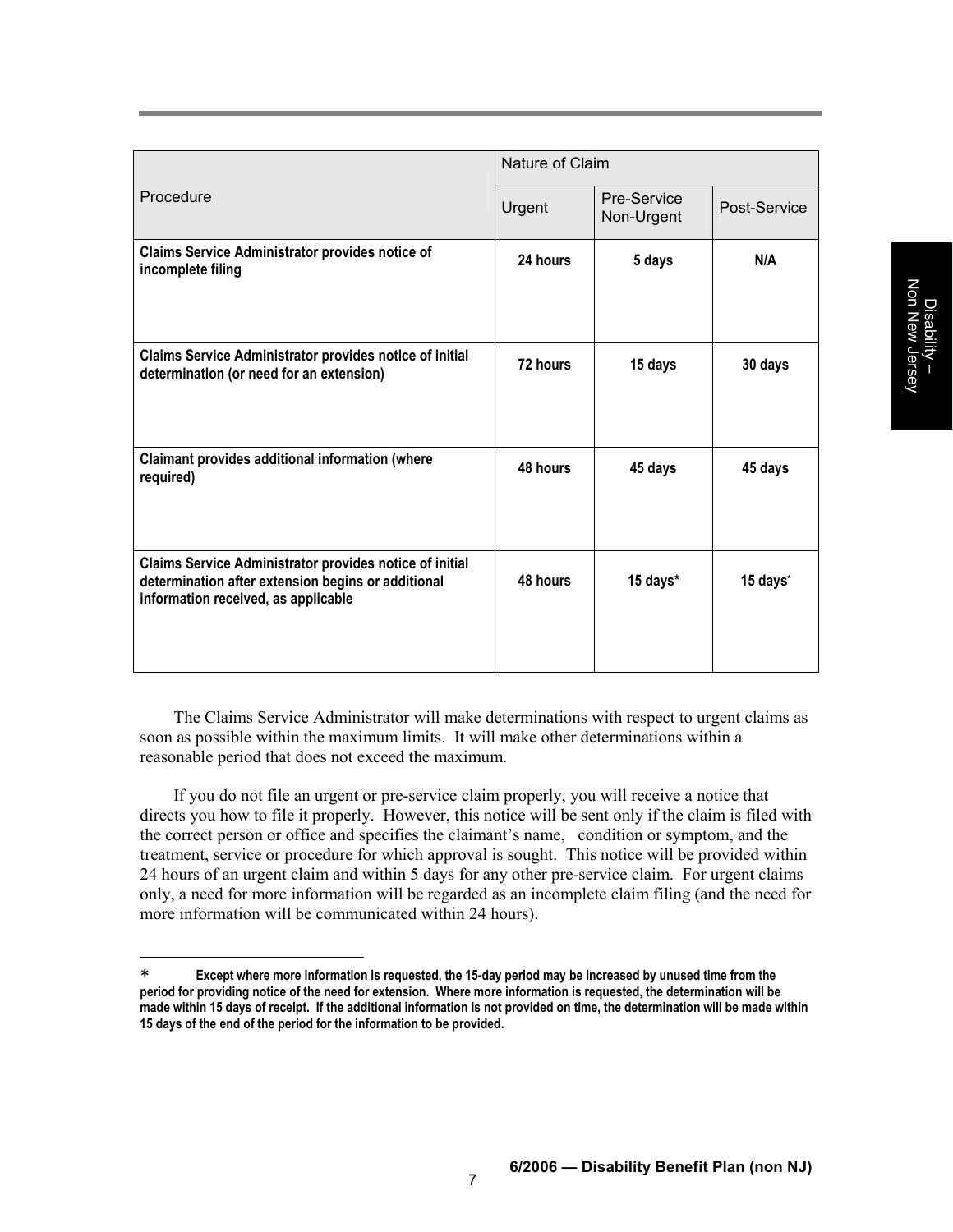| Procedure | Nature of Claim | | |
|---|---|---|---|
| | Urgent | Pre-Service Non-Urgent | Post-Service |
| **Claims Service Administrator provides notice of incomplete filing** | **24 hours** | **5 days** | **N/A** |
| **Claims Service Administrator provides notice of initial determination (or need for an extension)** | **72 hours** | **15 days** | **30 days** |
| **Claimant provides additional information (where required)** | **48 hours** | **45 days** | **45 days** |
| **Claims Service Administrator provides notice of initial determination after extension begins or additional information received, as applicable** | **48 hours** | **15 days*** | **15 days*** |

The Claims Service Administrator will make determinations with respect to urgent claims as soon as possible within the maximum limits. It will make other determinations within a reasonable period that does not exceed the maximum.

If you do not file an urgent or pre-service claim properly, you will receive a notice that directs you how to file it properly. However, this notice will be sent only if the claim is filed with the correct person or office and specifies the claimant's name, condition or symptom, and the treatment, service or procedure for which approval is sought. This notice will be provided within 24 hours of an urgent claim and within 5 days for any other pre-service claim. For urgent claims only, a need for more information will be regarded as an incomplete claim filing (and the need for more information will be communicated within 24 hours).

---

\* **Except where more information is requested, the 15-day period may be increased by unused time from the period for providing notice of the need for extension. Where more information is requested, the determination will be made within 15 days of receipt. If the additional information is not provided on time, the determination will be made within 15 days of the end of the period for the information to be provided.**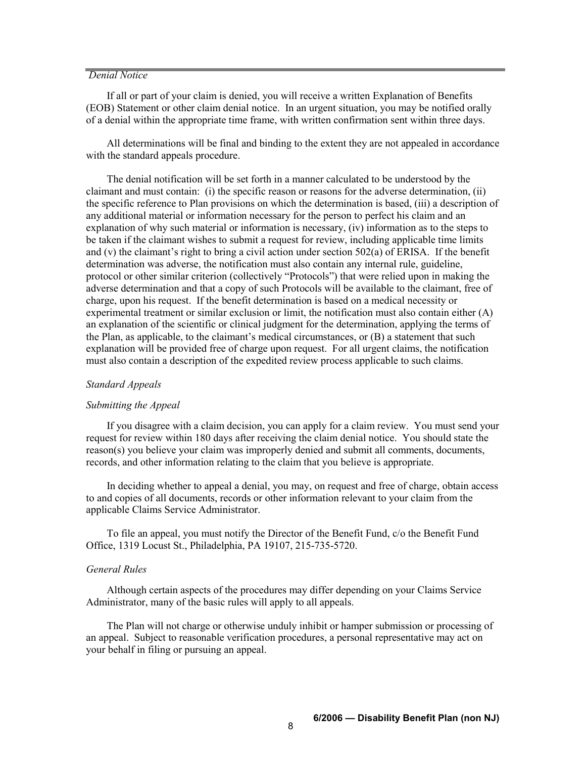*Denial Notice*

If all or part of your claim is denied, you will receive a written Explanation of Benefits (EOB) Statement or other claim denial notice. In an urgent situation, you may be notified orally of a denial within the appropriate time frame, with written confirmation sent within three days.

All determinations will be final and binding to the extent they are not appealed in accordance with the standard appeals procedure.

The denial notification will be set forth in a manner calculated to be understood by the claimant and must contain: (i) the specific reason or reasons for the adverse determination, (ii) the specific reference to Plan provisions on which the determination is based, (iii) a description of any additional material or information necessary for the person to perfect his claim and an explanation of why such material or information is necessary, (iv) information as to the steps to be taken if the claimant wishes to submit a request for review, including applicable time limits and (v) the claimant's right to bring a civil action under section 502(a) of ERISA. If the benefit determination was adverse, the notification must also contain any internal rule, guideline, protocol or other similar criterion (collectively "Protocols") that were relied upon in making the adverse determination and that a copy of such Protocols will be available to the claimant, free of charge, upon his request. If the benefit determination is based on a medical necessity or experimental treatment or similar exclusion or limit, the notification must also contain either (A) an explanation of the scientific or clinical judgment for the determination, applying the terms of the Plan, as applicable, to the claimant's medical circumstances, or (B) a statement that such explanation will be provided free of charge upon request. For all urgent claims, the notification must also contain a description of the expedited review process applicable to such claims.

*Standard Appeals*

*Submitting the Appeal*

If you disagree with a claim decision, you can apply for a claim review. You must send your request for review within 180 days after receiving the claim denial notice. You should state the reason(s) you believe your claim was improperly denied and submit all comments, documents, records, and other information relating to the claim that you believe is appropriate.

In deciding whether to appeal a denial, you may, on request and free of charge, obtain access to and copies of all documents, records or other information relevant to your claim from the applicable Claims Service Administrator.

To file an appeal, you must notify the Director of the Benefit Fund, c/o the Benefit Fund Office, 1319 Locust St., Philadelphia, PA 19107, 215-735-5720.

*General Rules*

Although certain aspects of the procedures may differ depending on your Claims Service Administrator, many of the basic rules will apply to all appeals.

The Plan will not charge or otherwise unduly inhibit or hamper submission or processing of an appeal. Subject to reasonable verification procedures, a personal representative may act on your behalf in filing or pursuing an appeal.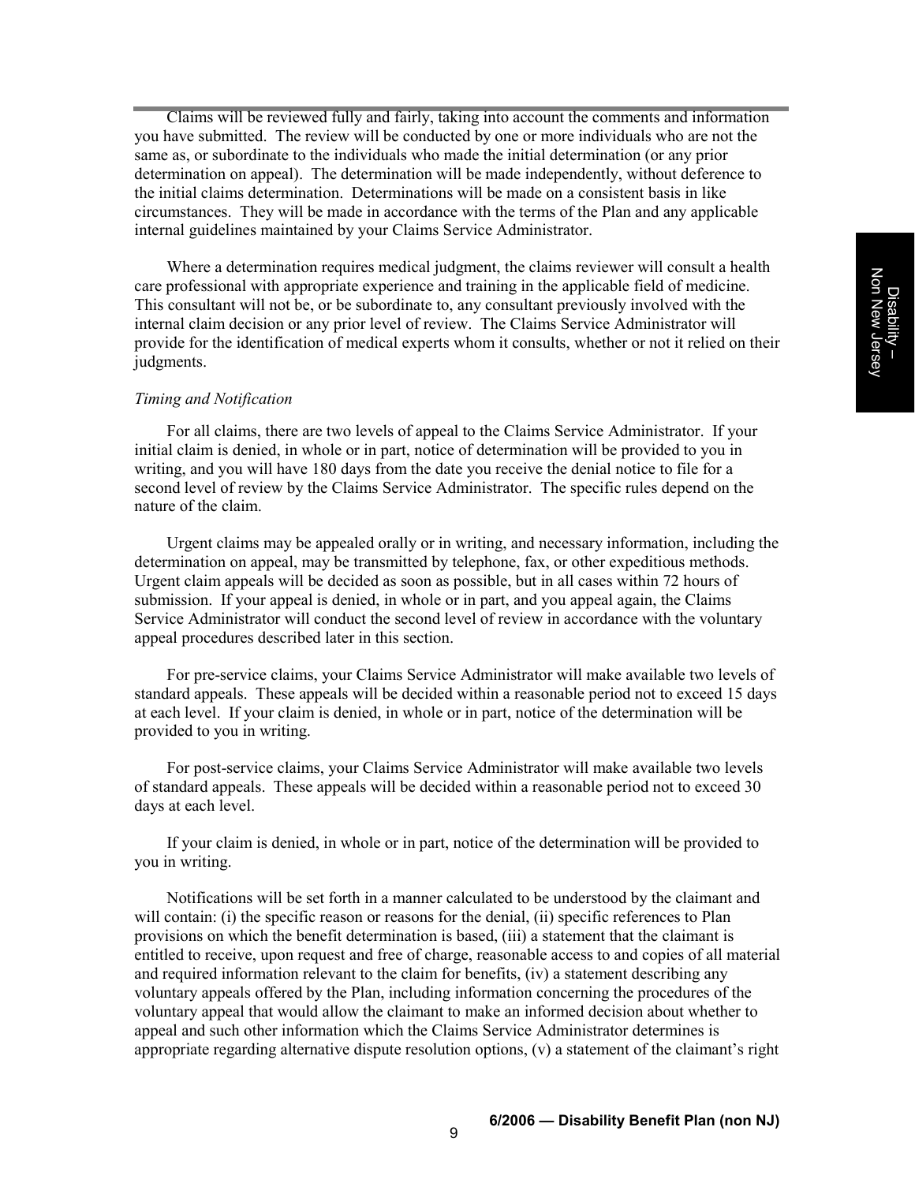Claims will be reviewed fully and fairly, taking into account the comments and information you have submitted. The review will be conducted by one or more individuals who are not the same as, or subordinate to the individuals who made the initial determination (or any prior determination on appeal). The determination will be made independently, without deference to the initial claims determination. Determinations will be made on a consistent basis in like circumstances. They will be made in accordance with the terms of the Plan and any applicable internal guidelines maintained by your Claims Service Administrator.

Where a determination requires medical judgment, the claims reviewer will consult a health care professional with appropriate experience and training in the applicable field of medicine. This consultant will not be, or be subordinate to, any consultant previously involved with the internal claim decision or any prior level of review. The Claims Service Administrator will provide for the identification of medical experts whom it consults, whether or not it relied on their judgments.

*Timing and Notification*

For all claims, there are two levels of appeal to the Claims Service Administrator. If your initial claim is denied, in whole or in part, notice of determination will be provided to you in writing, and you will have 180 days from the date you receive the denial notice to file for a second level of review by the Claims Service Administrator. The specific rules depend on the nature of the claim.

Urgent claims may be appealed orally or in writing, and necessary information, including the determination on appeal, may be transmitted by telephone, fax, or other expeditious methods. Urgent claim appeals will be decided as soon as possible, but in all cases within 72 hours of submission. If your appeal is denied, in whole or in part, and you appeal again, the Claims Service Administrator will conduct the second level of review in accordance with the voluntary appeal procedures described later in this section.

For pre-service claims, your Claims Service Administrator will make available two levels of standard appeals. These appeals will be decided within a reasonable period not to exceed 15 days at each level. If your claim is denied, in whole or in part, notice of the determination will be provided to you in writing.

For post-service claims, your Claims Service Administrator will make available two levels of standard appeals. These appeals will be decided within a reasonable period not to exceed 30 days at each level.

If your claim is denied, in whole or in part, notice of the determination will be provided to you in writing.

Notifications will be set forth in a manner calculated to be understood by the claimant and will contain: (i) the specific reason or reasons for the denial, (ii) specific references to Plan provisions on which the benefit determination is based, (iii) a statement that the claimant is entitled to receive, upon request and free of charge, reasonable access to and copies of all material and required information relevant to the claim for benefits, (iv) a statement describing any voluntary appeals offered by the Plan, including information concerning the procedures of the voluntary appeal that would allow the claimant to make an informed decision about whether to appeal and such other information which the Claims Service Administrator determines is appropriate regarding alternative dispute resolution options, (v) a statement of the claimant's right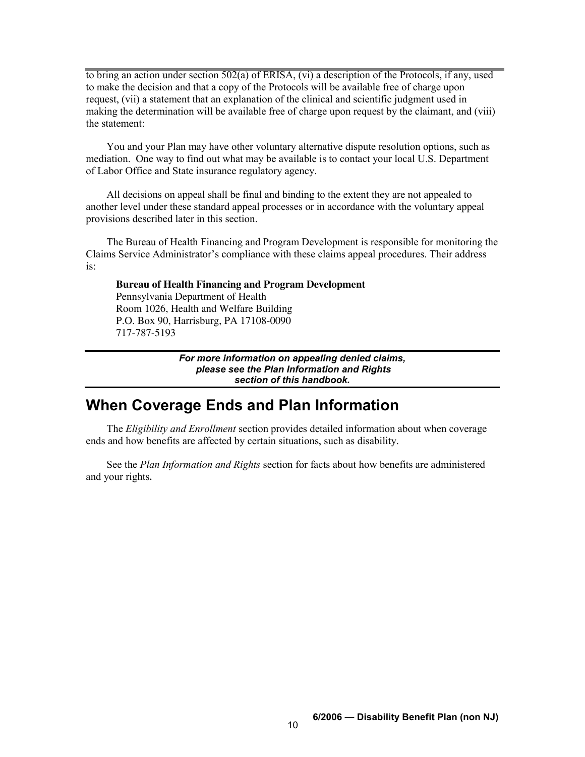to bring an action under section 502(a) of ERISA, (vi) a description of the Protocols, if any, used to make the decision and that a copy of the Protocols will be available free of charge upon request, (vii) a statement that an explanation of the clinical and scientific judgment used in making the determination will be available free of charge upon request by the claimant, and (viii) the statement:

You and your Plan may have other voluntary alternative dispute resolution options, such as mediation. One way to find out what may be available is to contact your local U.S. Department of Labor Office and State insurance regulatory agency.

All decisions on appeal shall be final and binding to the extent they are not appealed to another level under these standard appeal processes or in accordance with the voluntary appeal provisions described later in this section.

The Bureau of Health Financing and Program Development is responsible for monitoring the Claims Service Administrator's compliance with these claims appeal procedures. Their address is:

**Bureau of Health Financing and Program Development**
Pennsylvania Department of Health
Room 1026, Health and Welfare Building
P.O. Box 90, Harrisburg, PA 17108-0090
717-787-5193

***For more information on appealing denied claims, please see the Plan Information and Rights section of this handbook.***

## When Coverage Ends and Plan Information

The *Eligibility and Enrollment* section provides detailed information about when coverage ends and how benefits are affected by certain situations, such as disability.

See the *Plan Information and Rights* section for facts about how benefits are administered and your rights.